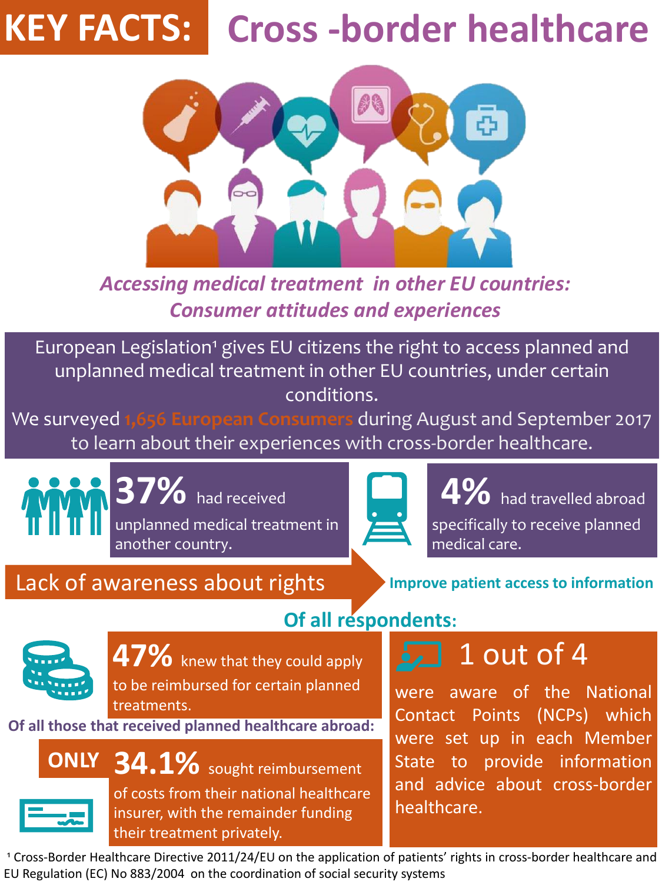# KEY FACTS: Cross -border healthcare

*Accessing medical treatment in other EU countries: Consumer attitudes and experiences*

European Legislation[1] gives EU citizens the right to access planned and unplanned medical treatment in other EU countries, under certain conditions.

We surveyed **1,656 European Consumers** during August and September 2017 to learn about their experiences with cross-border healthcare.

**37%** had received unplanned medical treatment in another country.

**4%** had travelled abroad specifically to receive planned medical care.

## Lack of awareness about rights

**Improve patient access to information**

### Of all respondents:

**47%** knew that they could apply to be reimbursed for certain planned treatments.

**1 out of 4** were aware of the National Contact Points (NCPs) which were set up in each Member State to provide information and advice about cross-border healthcare.

### Of all those that received planned healthcare abroad:

**ONLY 34.1%** sought reimbursement of costs from their national healthcare insurer, with the remainder funding their treatment privately.

[1] Cross-Border Healthcare Directive 2011/24/EU on the application of patients' rights in cross-border healthcare and EU Regulation (EC) No 883/2004 on the coordination of social security systems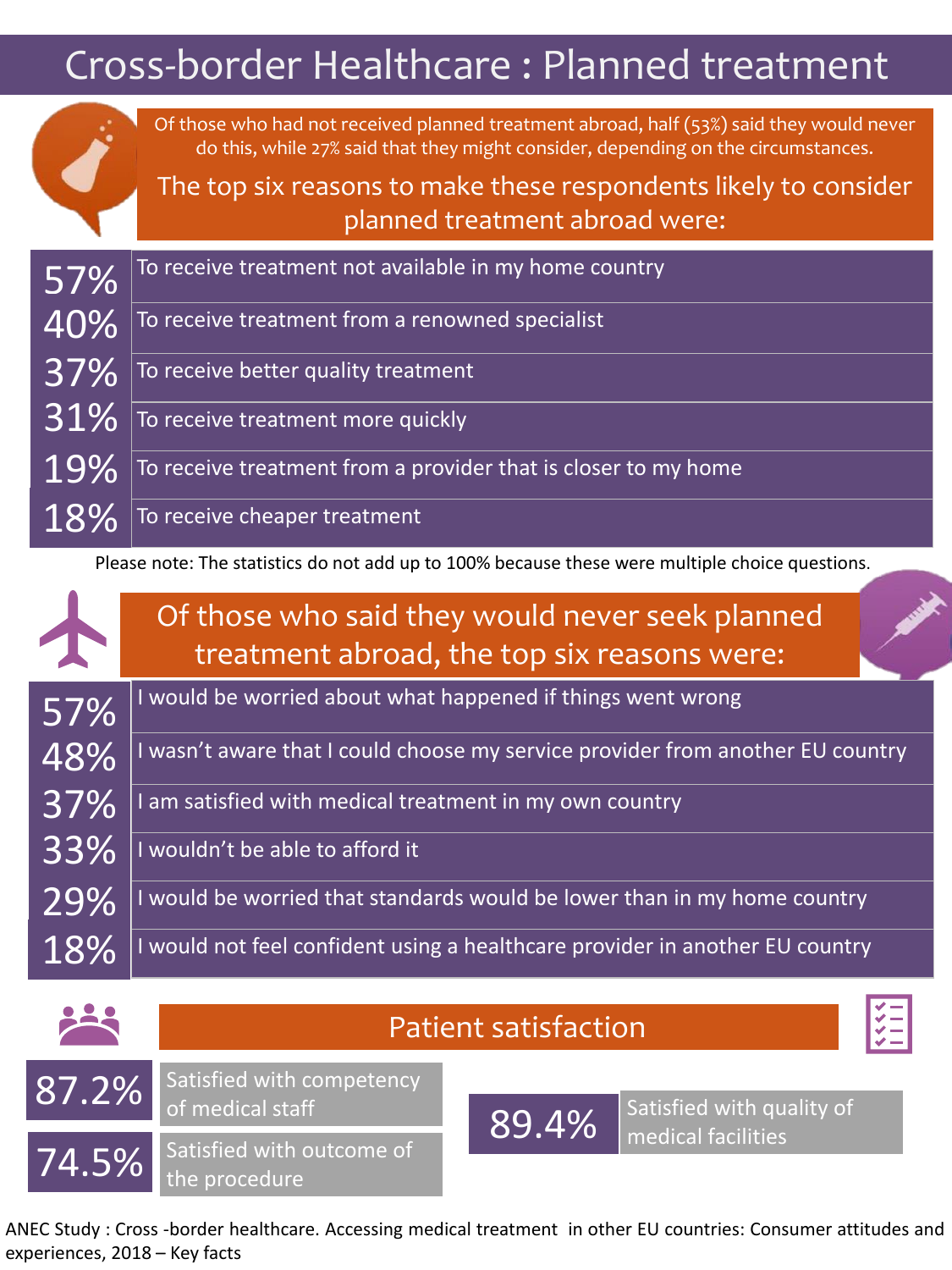# Cross-border Healthcare : Planned treatment

Of those who had not received planned treatment abroad, half (53%) said they would never do this, while 27% said that they might consider, depending on the circumstances.

## The top six reasons to make these respondents likely to consider planned treatment abroad were:

| | |
|---|---|
| 57% | To receive treatment not available in my home country |
| 40% | To receive treatment from a renowned specialist |
| 37% | To receive better quality treatment |
| 31% | To receive treatment more quickly |
| 19% | To receive treatment from a provider that is closer to my home |
| 18% | To receive cheaper treatment |

Please note: The statistics do not add up to 100% because these were multiple choice questions.

## Of those who said they would never seek planned treatment abroad, the top six reasons were:

| | |
|---|---|
| 57% | I would be worried about what happened if things went wrong |
| 48% | I wasn't aware that I could choose my service provider from another EU country |
| 37% | I am satisfied with medical treatment in my own country |
| 33% | I wouldn't be able to afford it |
| 29% | I would be worried that standards would be lower than in my home country |
| 18% | I would not feel confident using a healthcare provider in another EU country |

## Patient satisfaction

| | |
|---|---|
| 87.2% | Satisfied with competency of medical staff |
| 74.5% | Satisfied with outcome of the procedure |
| 89.4% | Satisfied with quality of medical facilities |

ANEC Study : Cross -border healthcare. Accessing medical treatment in other EU countries: Consumer attitudes and experiences, 2018 – Key facts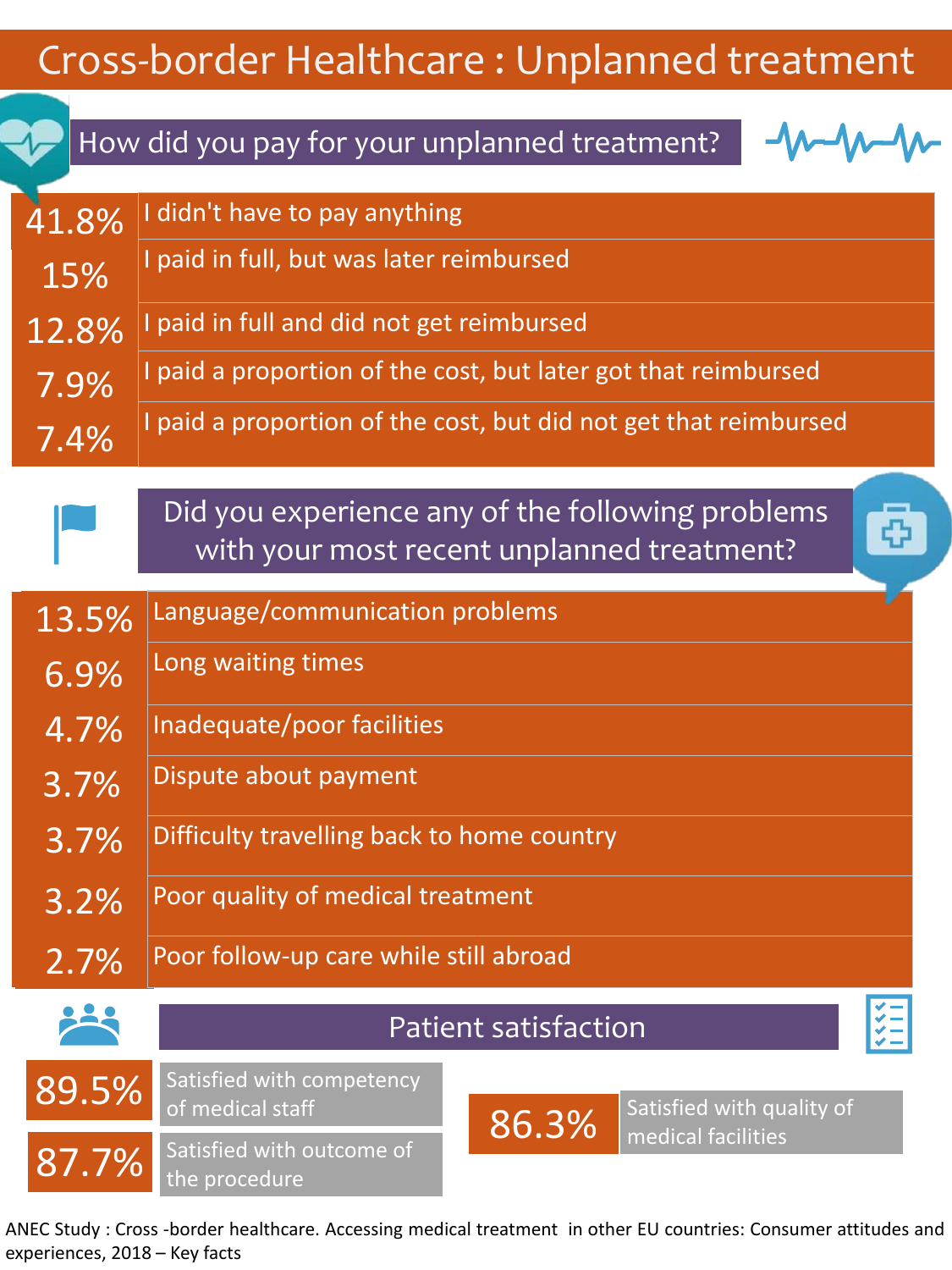# Cross-border Healthcare : Unplanned treatment

## How did you pay for your unplanned treatment?

| % | Answer |
|---|---|
| 41.8% | I didn't have to pay anything |
| 15% | I paid in full, but was later reimbursed |
| 12.8% | I paid in full and did not get reimbursed |
| 7.9% | I paid a proportion of the cost, but later got that reimbursed |
| 7.4% | I paid a proportion of the cost, but did not get that reimbursed |

## Did you experience any of the following problems with your most recent unplanned treatment?

| % | Problem |
|---|---|
| 13.5% | Language/communication problems |
| 6.9% | Long waiting times |
| 4.7% | Inadequate/poor facilities |
| 3.7% | Dispute about payment |
| 3.7% | Difficulty travelling back to home country |
| 3.2% | Poor quality of medical treatment |
| 2.7% | Poor follow-up care while still abroad |

## Patient satisfaction

- **89.5%** Satisfied with competency of medical staff
- **87.7%** Satisfied with outcome of the procedure
- **86.3%** Satisfied with quality of medical facilities

ANEC Study : Cross -border healthcare. Accessing medical treatment in other EU countries: Consumer attitudes and experiences, 2018 – Key facts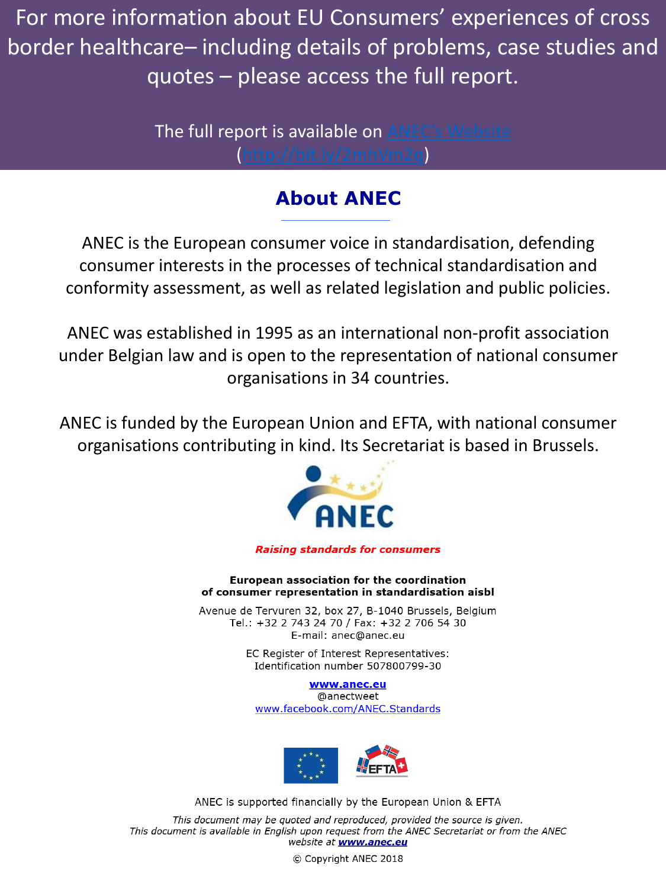For more information about EU Consumers' experiences of cross border healthcare– including details of problems, case studies and quotes – please access the full report.

The full report is available on [ANEC's Website](http://bit.ly/2mhVm2g) (http://bit.ly/2mhVm2g)

## About ANEC

ANEC is the European consumer voice in standardisation, defending consumer interests in the processes of technical standardisation and conformity assessment, as well as related legislation and public policies.

ANEC was established in 1995 as an international non-profit association under Belgian law and is open to the representation of national consumer organisations in 34 countries.

ANEC is funded by the European Union and EFTA, with national consumer organisations contributing in kind. Its Secretariat is based in Brussels.

ANEC

***Raising standards for consumers***

**European association for the coordination of consumer representation in standardisation aisbl**

Avenue de Tervuren 32, box 27, B-1040 Brussels, Belgium
Tel.: +32 2 743 24 70 / Fax: +32 2 706 54 30
E-mail: anec@anec.eu

EC Register of Interest Representatives:
Identification number 507800799-30

**www.anec.eu**
@anectweet
www.facebook.com/ANEC.Standards

ANEC is supported financially by the European Union & EFTA

*This document may be quoted and reproduced, provided the source is given.*
*This document is available in English upon request from the ANEC Secretariat or from the ANEC website at* ***www.anec.eu***

© Copyright ANEC 2018